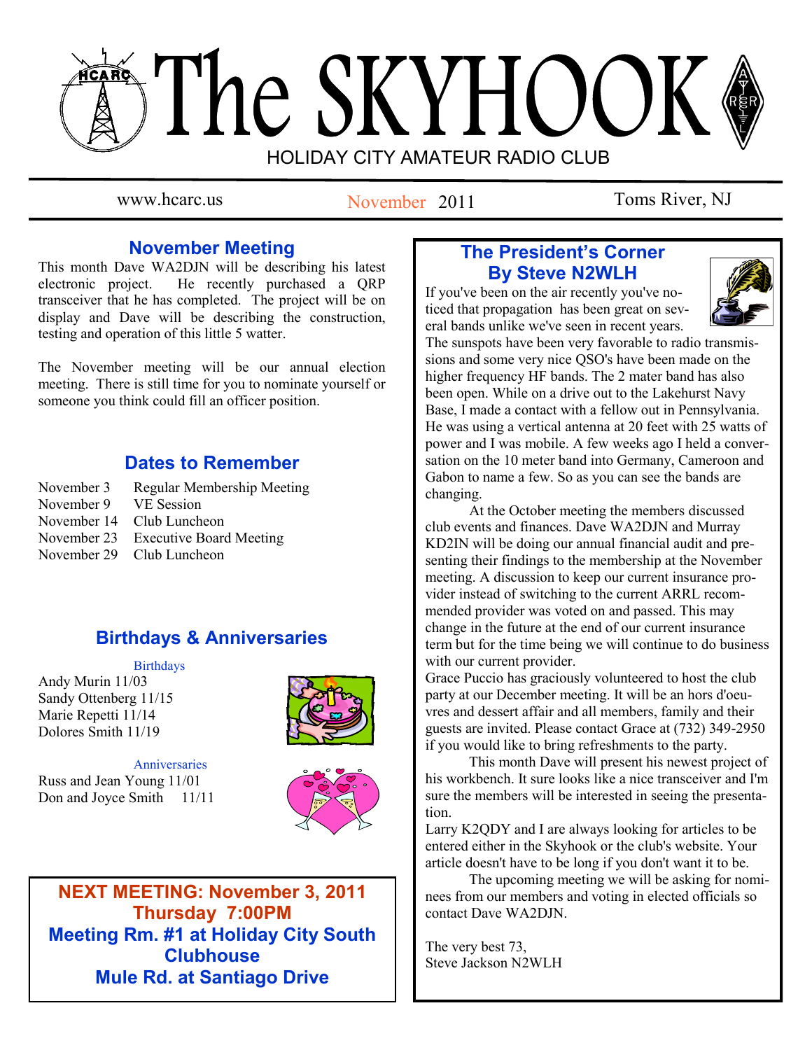# The SKYHOOK

HOLIDAY CITY AMATEUR RADIO CLUB

www.hcarc.us | November 2011 | Toms River, NJ

## November Meeting

This month Dave WA2DJN will be describing his latest electronic project. He recently purchased a QRP transceiver that he has completed. The project will be on display and Dave will be describing the construction, testing and operation of this little 5 watter.

The November meeting will be our annual election meeting. There is still time for you to nominate yourself or someone you think could fill an officer position.

## Dates to Remember

| | |
|---|---|
| November 3 | Regular Membership Meeting |
| November 9 | VE Session |
| November 14 | Club Luncheon |
| November 23 | Executive Board Meeting |
| November 29 | Club Luncheon |

## Birthdays & Anniversaries

Birthdays

Andy Murin 11/03
Sandy Ottenberg 11/15
Marie Repetti 11/14
Dolores Smith 11/19

Anniversaries

Russ and Jean Young 11/01
Don and Joyce Smith 11/11

**NEXT MEETING: November 3, 2011**
**Thursday 7:00PM**
**Meeting Rm. #1 at Holiday City South Clubhouse**
**Mule Rd. at Santiago Drive**

## The President's Corner
## By Steve N2WLH

If you've been on the air recently you've noticed that propagation has been great on several bands unlike we've seen in recent years. The sunspots have been very favorable to radio transmissions and some very nice QSO's have been made on the higher frequency HF bands. The 2 mater band has also been open. While on a drive out to the Lakehurst Navy Base, I made a contact with a fellow out in Pennsylvania. He was using a vertical antenna at 20 feet with 25 watts of power and I was mobile. A few weeks ago I held a conversation on the 10 meter band into Germany, Cameroon and Gabon to name a few. So as you can see the bands are changing.

At the October meeting the members discussed club events and finances. Dave WA2DJN and Murray KD2IN will be doing our annual financial audit and presenting their findings to the membership at the November meeting. A discussion to keep our current insurance provider instead of switching to the current ARRL recommended provider was voted on and passed. This may change in the future at the end of our current insurance term but for the time being we will continue to do business with our current provider.

Grace Puccio has graciously volunteered to host the club party at our December meeting. It will be an hors d'oeuvres and dessert affair and all members, family and their guests are invited. Please contact Grace at (732) 349-2950 if you would like to bring refreshments to the party.

This month Dave will present his newest project of his workbench. It sure looks like a nice transceiver and I'm sure the members will be interested in seeing the presentation.

Larry K2QDY and I are always looking for articles to be entered either in the Skyhook or the club's website. Your article doesn't have to be long if you don't want it to be.

The upcoming meeting we will be asking for nominees from our members and voting in elected officials so contact Dave WA2DJN.

The very best 73,
Steve Jackson N2WLH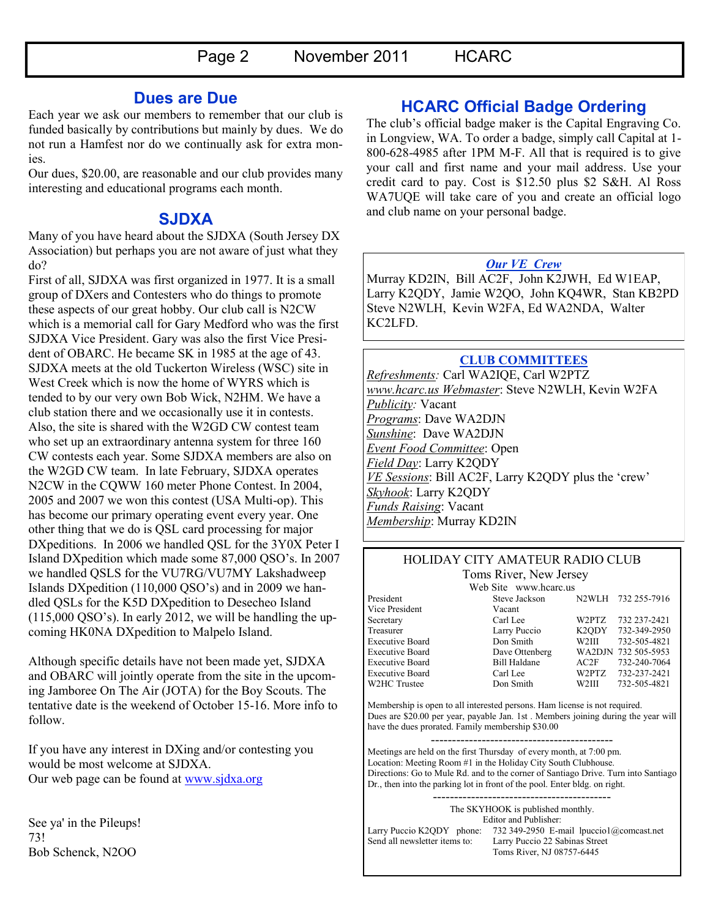## Dues are Due

Each year we ask our members to remember that our club is funded basically by contributions but mainly by dues. We do not run a Hamfest nor do we continually ask for extra monies.

Our dues, $20.00, are reasonable and our club provides many interesting and educational programs each month.

## SJDXA

Many of you have heard about the SJDXA (South Jersey DX Association) but perhaps you are not aware of just what they do?

First of all, SJDXA was first organized in 1977. It is a small group of DXers and Contesters who do things to promote these aspects of our great hobby. Our club call is N2CW which is a memorial call for Gary Medford who was the first SJDXA Vice President. Gary was also the first Vice President of OBARC. He became SK in 1985 at the age of 43. SJDXA meets at the old Tuckerton Wireless (WSC) site in West Creek which is now the home of WYRS which is tended to by our very own Bob Wick, N2HM. We have a club station there and we occasionally use it in contests. Also, the site is shared with the W2GD CW contest team who set up an extraordinary antenna system for three 160 CW contests each year. Some SJDXA members are also on the W2GD CW team. In late February, SJDXA operates N2CW in the CQWW 160 meter Phone Contest. In 2004, 2005 and 2007 we won this contest (USA Multi-op). This has become our primary operating event every year. One other thing that we do is QSL card processing for major DXpeditions. In 2006 we handled QSL for the 3Y0X Peter I Island DXpedition which made some 87,000 QSO's. In 2007 we handled QSLS for the VU7RG/VU7MY Lakshadweep Islands DXpedition (110,000 QSO's) and in 2009 we handled QSLs for the K5D DXpedition to Desecheo Island (115,000 QSO's). In early 2012, we will be handling the upcoming HK0NA DXpedition to Malpelo Island.

Although specific details have not been made yet, SJDXA and OBARC will jointly operate from the site in the upcoming Jamboree On The Air (JOTA) for the Boy Scouts. The tentative date is the weekend of October 15-16. More info to follow.

If you have any interest in DXing and/or contesting you would be most welcome at SJDXA.
Our web page can be found at www.sjdxa.org

See ya' in the Pileups!
73!
Bob Schenck, N2OO

## HCARC Official Badge Ordering

The club's official badge maker is the Capital Engraving Co. in Longview, WA. To order a badge, simply call Capital at 1-800-628-4985 after 1PM M-F. All that is required is to give your call and first name and your mail address. Use your credit card to pay. Cost is $12.50 plus $2 S&H. Al Ross WA7UQE will take care of you and create an official logo and club name on your personal badge.

### *Our VE Crew*

Murray KD2IN, Bill AC2F, John K2JWH, Ed W1EAP, Larry K2QDY, Jamie W2QO, John KQ4WR, Stan KB2PD Steve N2WLH, Kevin W2FA, Ed WA2NDA, Walter KC2LFD.

### CLUB COMMITTEES

*Refreshments:* Carl WA2IQE, Carl W2PTZ
*www.hcarc.us Webmaster*: Steve N2WLH, Kevin W2FA
*Publicity:* Vacant
*Programs*: Dave WA2DJN
*Sunshine*: Dave WA2DJN
*Event Food Committee*: Open
*Field Day*: Larry K2QDY
*VE Sessions*: Bill AC2F, Larry K2QDY plus the 'crew'
*Skyhook*: Larry K2QDY
*Funds Raising*: Vacant
*Membership*: Murray KD2IN

### HOLIDAY CITY AMATEUR RADIO CLUB

Toms River, New Jersey
Web Site www.hcarc.us

| | | | |
|---|---|---|---|
| President | Steve Jackson | N2WLH | 732 255-7916 |
| Vice President | Vacant | | |
| Secretary | Carl Lee | W2PTZ | 732 237-2421 |
| Treasurer | Larry Puccio | K2QDY | 732-349-2950 |
| Executive Board | Don Smith | W2III | 732-505-4821 |
| Executive Board | Dave Ottenberg | WA2DJN | 732 505-5953 |
| Executive Board | Bill Haldane | AC2F | 732-240-7064 |
| Executive Board | Carl Lee | W2PTZ | 732-237-2421 |
| W2HC Trustee | Don Smith | W2III | 732-505-4821 |

Membership is open to all interested persons. Ham license is not required. Dues are $20.00 per year, payable Jan. 1st . Members joining during the year will have the dues prorated. Family membership $30.00

------------------------------------------

Meetings are held on the first Thursday of every month, at 7:00 pm.
Location: Meeting Room #1 in the Holiday City South Clubhouse.
Directions: Go to Mule Rd. and to the corner of Santiago Drive. Turn into Santiago Dr., then into the parking lot in front of the pool. Enter bldg. on right.

------------------------------------------

The SKYHOOK is published monthly.
Editor and Publisher:
Larry Puccio K2QDY phone: 732 349-2950 E-mail lpuccio1@comcast.net
Send all newsletter items to: Larry Puccio 22 Sabinas Street
Toms River, NJ 08757-6445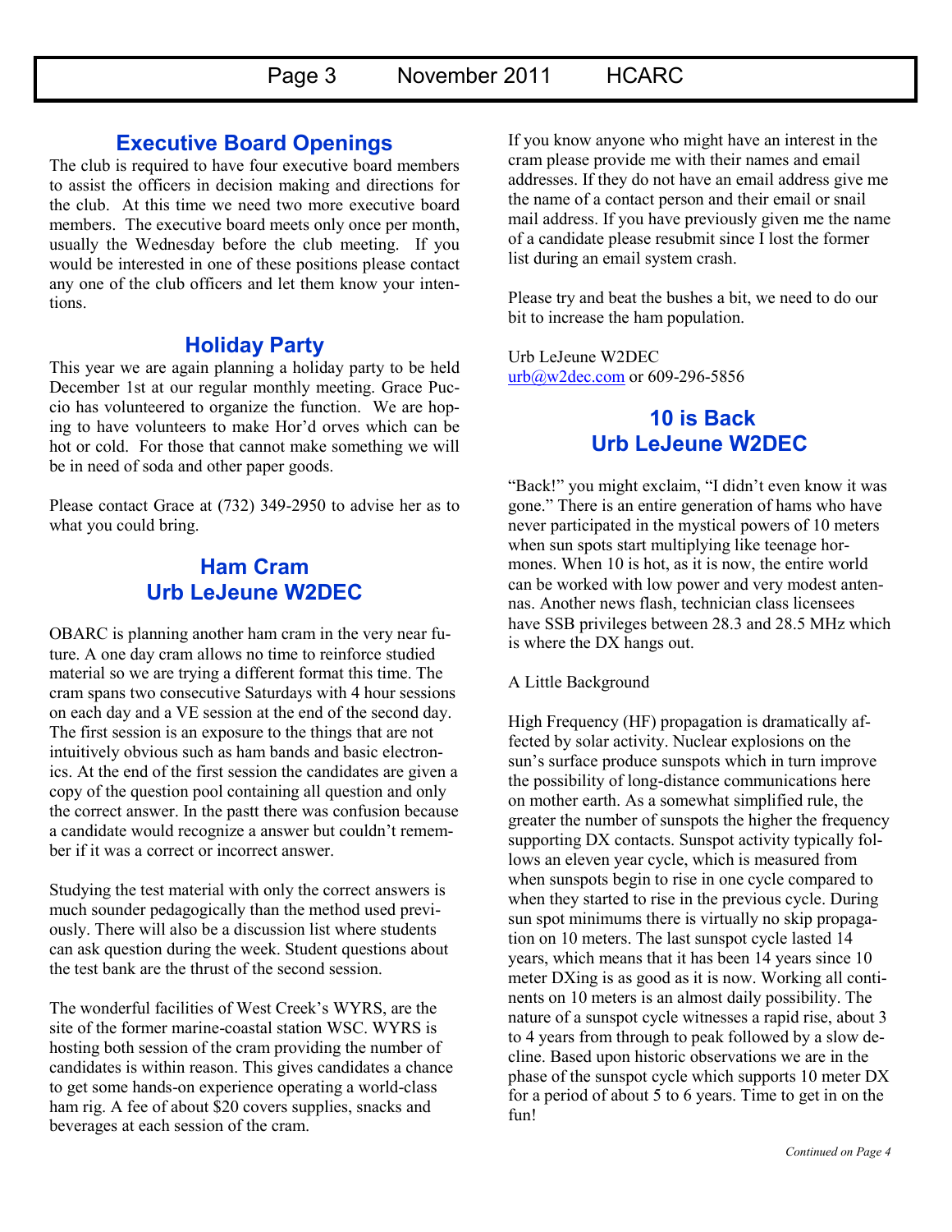## Executive Board Openings

The club is required to have four executive board members to assist the officers in decision making and directions for the club. At this time we need two more executive board members. The executive board meets only once per month, usually the Wednesday before the club meeting. If you would be interested in one of these positions please contact any one of the club officers and let them know your intentions.

## Holiday Party

This year we are again planning a holiday party to be held December 1st at our regular monthly meeting. Grace Puccio has volunteered to organize the function. We are hoping to have volunteers to make Hor'd orves which can be hot or cold. For those that cannot make something we will be in need of soda and other paper goods.

Please contact Grace at (732) 349-2950 to advise her as to what you could bring.

## Ham Cram
## Urb LeJeune W2DEC

OBARC is planning another ham cram in the very near future. A one day cram allows no time to reinforce studied material so we are trying a different format this time. The cram spans two consecutive Saturdays with 4 hour sessions on each day and a VE session at the end of the second day. The first session is an exposure to the things that are not intuitively obvious such as ham bands and basic electronics. At the end of the first session the candidates are given a copy of the question pool containing all question and only the correct answer. In the pastt there was confusion because a candidate would recognize a answer but couldn't remember if it was a correct or incorrect answer.

Studying the test material with only the correct answers is much sounder pedagogically than the method used previously. There will also be a discussion list where students can ask question during the week. Student questions about the test bank are the thrust of the second session.

The wonderful facilities of West Creek's WYRS, are the site of the former marine-coastal station WSC. WYRS is hosting both session of the cram providing the number of candidates is within reason. This gives candidates a chance to get some hands-on experience operating a world-class ham rig. A fee of about $20 covers supplies, snacks and beverages at each session of the cram.

If you know anyone who might have an interest in the cram please provide me with their names and email addresses. If they do not have an email address give me the name of a contact person and their email or snail mail address. If you have previously given me the name of a candidate please resubmit since I lost the former list during an email system crash.

Please try and beat the bushes a bit, we need to do our bit to increase the ham population.

Urb LeJeune W2DEC
urb@w2dec.com or 609-296-5856

## 10 is Back
## Urb LeJeune W2DEC

"Back!" you might exclaim, "I didn't even know it was gone." There is an entire generation of hams who have never participated in the mystical powers of 10 meters when sun spots start multiplying like teenage hormones. When 10 is hot, as it is now, the entire world can be worked with low power and very modest antennas. Another news flash, technician class licensees have SSB privileges between 28.3 and 28.5 MHz which is where the DX hangs out.

A Little Background

High Frequency (HF) propagation is dramatically affected by solar activity. Nuclear explosions on the sun's surface produce sunspots which in turn improve the possibility of long-distance communications here on mother earth. As a somewhat simplified rule, the greater the number of sunspots the higher the frequency supporting DX contacts. Sunspot activity typically follows an eleven year cycle, which is measured from when sunspots begin to rise in one cycle compared to when they started to rise in the previous cycle. During sun spot minimums there is virtually no skip propagation on 10 meters. The last sunspot cycle lasted 14 years, which means that it has been 14 years since 10 meter DXing is as good as it is now. Working all continents on 10 meters is an almost daily possibility. The nature of a sunspot cycle witnesses a rapid rise, about 3 to 4 years from through to peak followed by a slow decline. Based upon historic observations we are in the phase of the sunspot cycle which supports 10 meter DX for a period of about 5 to 6 years. Time to get in on the fun!

*Continued on Page 4*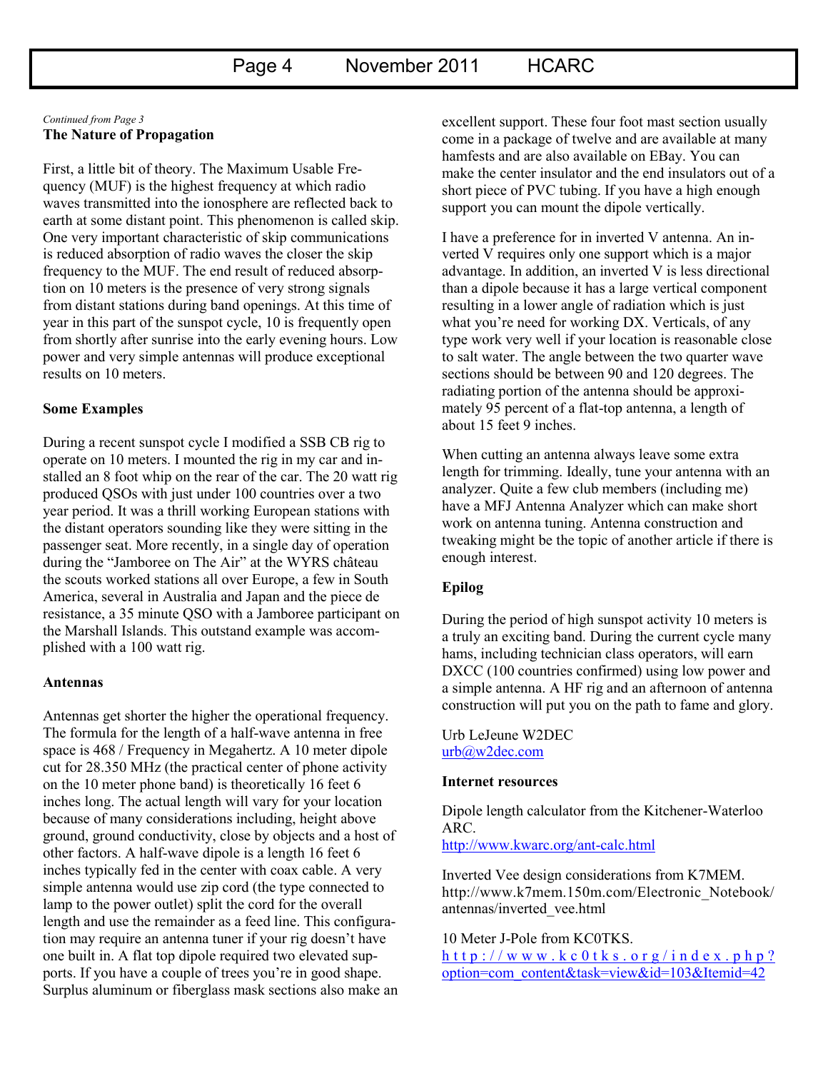*Continued from Page 3*

**The Nature of Propagation**

First, a little bit of theory. The Maximum Usable Frequency (MUF) is the highest frequency at which radio waves transmitted into the ionosphere are reflected back to earth at some distant point. This phenomenon is called skip. One very important characteristic of skip communications is reduced absorption of radio waves the closer the skip frequency to the MUF. The end result of reduced absorption on 10 meters is the presence of very strong signals from distant stations during band openings. At this time of year in this part of the sunspot cycle, 10 is frequently open from shortly after sunrise into the early evening hours. Low power and very simple antennas will produce exceptional results on 10 meters.

**Some Examples**

During a recent sunspot cycle I modified a SSB CB rig to operate on 10 meters. I mounted the rig in my car and installed an 8 foot whip on the rear of the car. The 20 watt rig produced QSOs with just under 100 countries over a two year period. It was a thrill working European stations with the distant operators sounding like they were sitting in the passenger seat. More recently, in a single day of operation during the "Jamboree on The Air" at the WYRS château the scouts worked stations all over Europe, a few in South America, several in Australia and Japan and the piece de resistance, a 35 minute QSO with a Jamboree participant on the Marshall Islands. This outstand example was accomplished with a 100 watt rig.

**Antennas**

Antennas get shorter the higher the operational frequency. The formula for the length of a half-wave antenna in free space is 468 / Frequency in Megahertz. A 10 meter dipole cut for 28.350 MHz (the practical center of phone activity on the 10 meter phone band) is theoretically 16 feet 6 inches long. The actual length will vary for your location because of many considerations including, height above ground, ground conductivity, close by objects and a host of other factors. A half-wave dipole is a length 16 feet 6 inches typically fed in the center with coax cable. A very simple antenna would use zip cord (the type connected to lamp to the power outlet) split the cord for the overall length and use the remainder as a feed line. This configuration may require an antenna tuner if your rig doesn't have one built in. A flat top dipole required two elevated supports. If you have a couple of trees you're in good shape. Surplus aluminum or fiberglass mask sections also make an excellent support. These four foot mast section usually come in a package of twelve and are available at many hamfests and are also available on EBay. You can make the center insulator and the end insulators out of a short piece of PVC tubing. If you have a high enough support you can mount the dipole vertically.

I have a preference for in inverted V antenna. An inverted V requires only one support which is a major advantage. In addition, an inverted V is less directional than a dipole because it has a large vertical component resulting in a lower angle of radiation which is just what you're need for working DX. Verticals, of any type work very well if your location is reasonable close to salt water. The angle between the two quarter wave sections should be between 90 and 120 degrees. The radiating portion of the antenna should be approximately 95 percent of a flat-top antenna, a length of about 15 feet 9 inches.

When cutting an antenna always leave some extra length for trimming. Ideally, tune your antenna with an analyzer. Quite a few club members (including me) have a MFJ Antenna Analyzer which can make short work on antenna tuning. Antenna construction and tweaking might be the topic of another article if there is enough interest.

**Epilog**

During the period of high sunspot activity 10 meters is a truly an exciting band. During the current cycle many hams, including technician class operators, will earn DXCC (100 countries confirmed) using low power and a simple antenna. A HF rig and an afternoon of antenna construction will put you on the path to fame and glory.

Urb LeJeune W2DEC
urb@w2dec.com

**Internet resources**

Dipole length calculator from the Kitchener-Waterloo ARC.
http://www.kwarc.org/ant-calc.html

Inverted Vee design considerations from K7MEM.
http://www.k7mem.150m.com/Electronic_Notebook/antennas/inverted_vee.html

10 Meter J-Pole from KC0TKS.
http://www.kc0tks.org/index.php?option=com_content&task=view&id=103&Itemid=42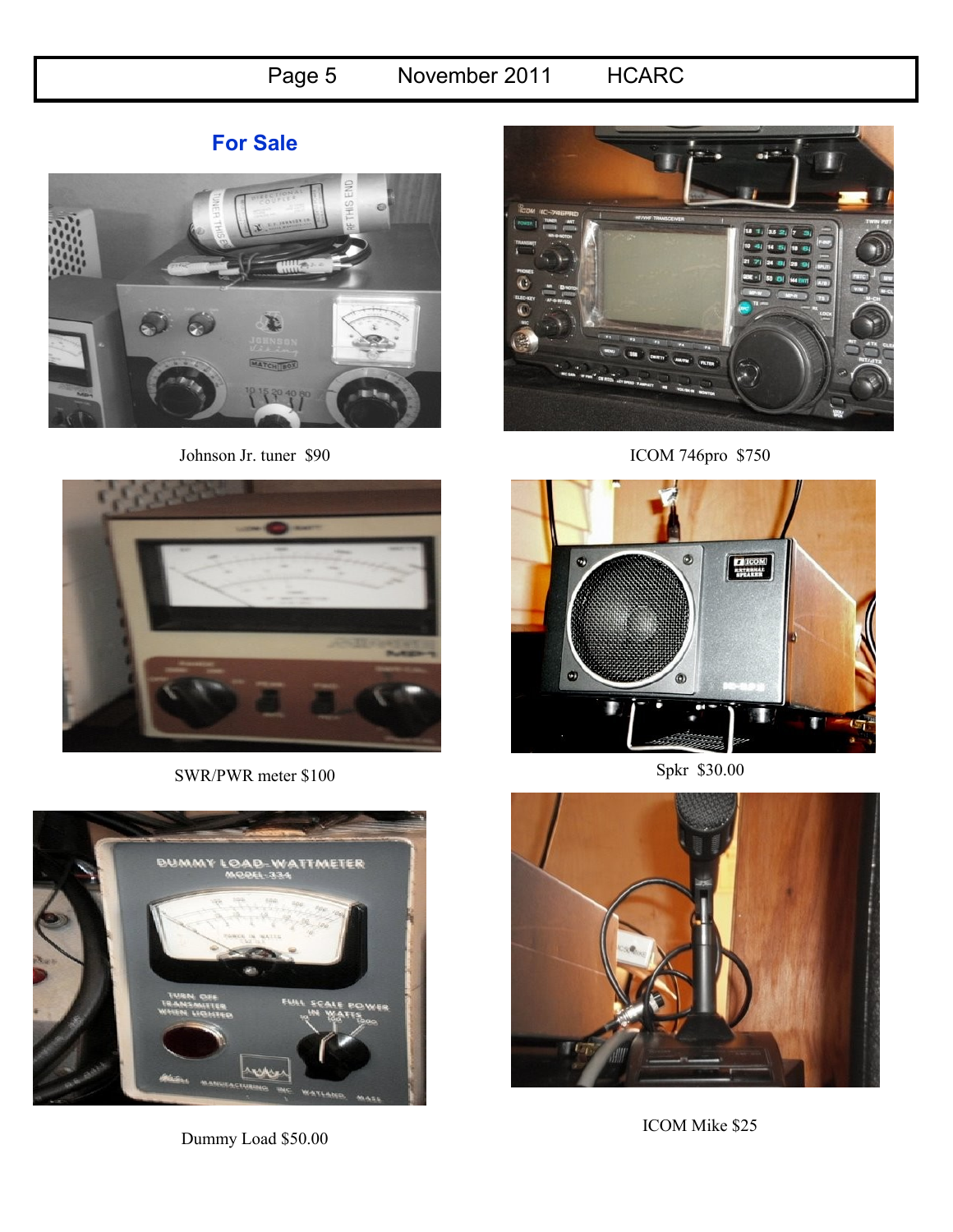## For Sale

Johnson Jr. tuner $90

ICOM 746pro $750

SWR/PWR meter $100

Spkr $30.00

Dummy Load $50.00

ICOM Mike $25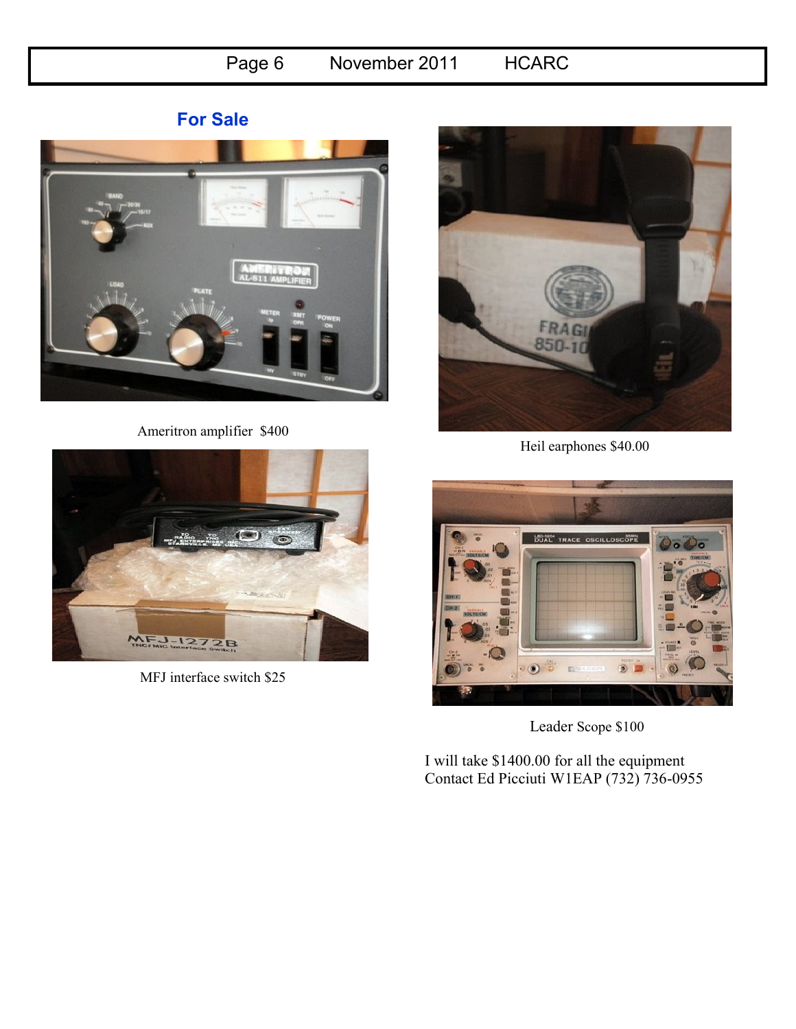## For Sale

Ameritron amplifier  $400

Heil earphones $40.00

MFJ interface switch $25

Leader Scope $100

I will take $1400.00 for all the equipment
Contact Ed Picciuti W1EAP (732) 736-0955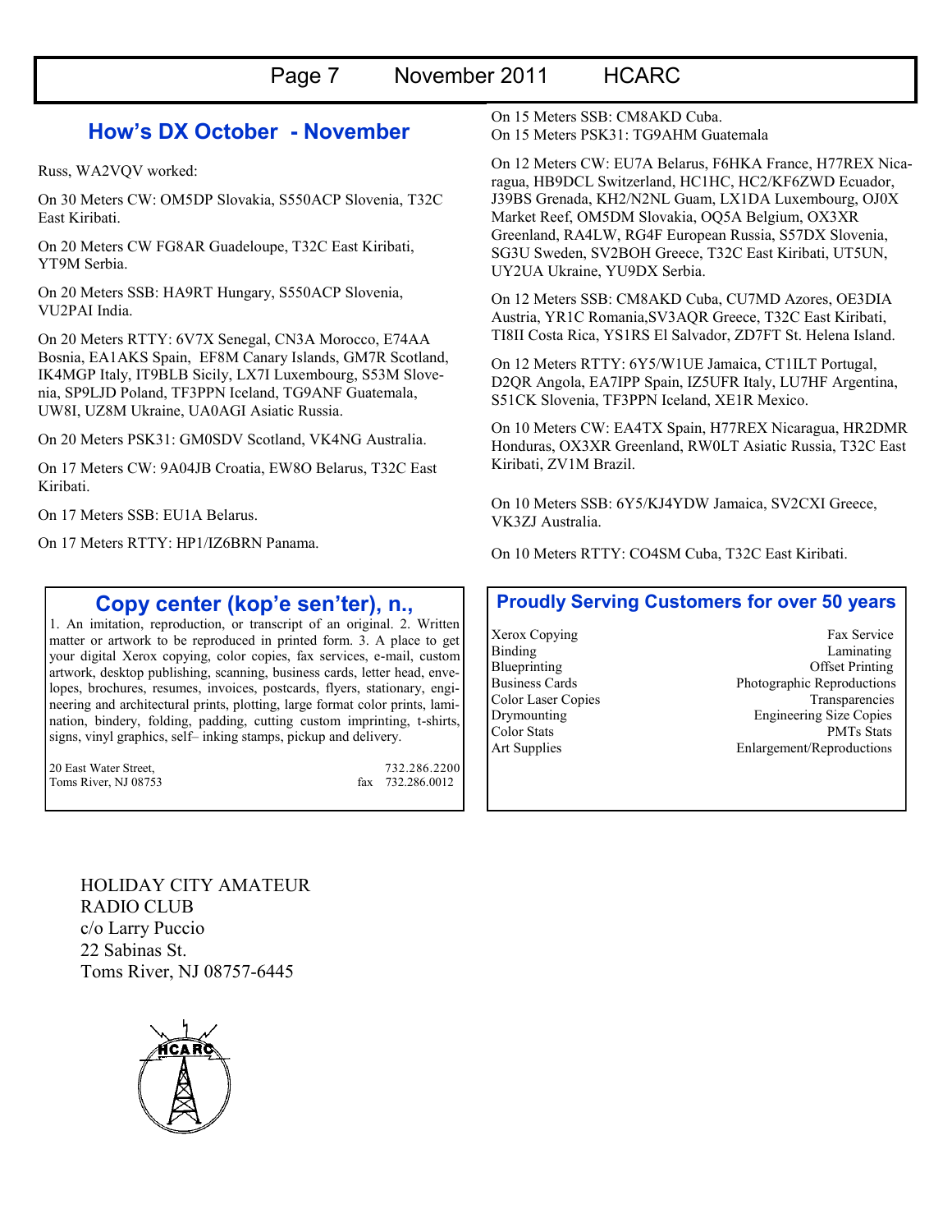## How's DX October - November

Russ, WA2VQV worked:

On 30 Meters CW: OM5DP Slovakia, S550ACP Slovenia, T32C East Kiribati.

On 20 Meters CW FG8AR Guadeloupe, T32C East Kiribati, YT9M Serbia.

On 20 Meters SSB: HA9RT Hungary, S550ACP Slovenia, VU2PAI India.

On 20 Meters RTTY: 6V7X Senegal, CN3A Morocco, E74AA Bosnia, EA1AKS Spain, EF8M Canary Islands, GM7R Scotland, IK4MGP Italy, IT9BLB Sicily, LX7I Luxembourg, S53M Slovenia, SP9LJD Poland, TF3PPN Iceland, TG9ANF Guatemala, UW8I, UZ8M Ukraine, UA0AGI Asiatic Russia.

On 20 Meters PSK31: GM0SDV Scotland, VK4NG Australia.

On 17 Meters CW: 9A04JB Croatia, EW8O Belarus, T32C East Kiribati.

On 17 Meters SSB: EU1A Belarus.

On 17 Meters RTTY: HP1/IZ6BRN Panama.

On 15 Meters SSB: CM8AKD Cuba.
On 15 Meters PSK31: TG9AHM Guatemala

On 12 Meters CW: EU7A Belarus, F6HKA France, H77REX Nicaragua, HB9DCL Switzerland, HC1HC, HC2/KF6ZWD Ecuador, J39BS Grenada, KH2/N2NL Guam, LX1DA Luxembourg, OJ0X Market Reef, OM5DM Slovakia, OQ5A Belgium, OX3XR Greenland, RA4LW, RG4F European Russia, S57DX Slovenia, SG3U Sweden, SV2BOH Greece, T32C East Kiribati, UT5UN, UY2UA Ukraine, YU9DX Serbia.

On 12 Meters SSB: CM8AKD Cuba, CU7MD Azores, OE3DIA Austria, YR1C Romania,SV3AQR Greece, T32C East Kiribati, TI8II Costa Rica, YS1RS El Salvador, ZD7FT St. Helena Island.

On 12 Meters RTTY: 6Y5/W1UE Jamaica, CT1ILT Portugal, D2QR Angola, EA7IPP Spain, IZ5UFR Italy, LU7HF Argentina, S51CK Slovenia, TF3PPN Iceland, XE1R Mexico.

On 10 Meters CW: EA4TX Spain, H77REX Nicaragua, HR2DMR Honduras, OX3XR Greenland, RW0LT Asiatic Russia, T32C East Kiribati, ZV1M Brazil.

On 10 Meters SSB: 6Y5/KJ4YDW Jamaica, SV2CXI Greece, VK3ZJ Australia.

On 10 Meters RTTY: CO4SM Cuba, T32C East Kiribati.

### Copy center (kop'e sen'ter), n.,

1. An imitation, reproduction, or transcript of an original. 2. Written matter or artwork to be reproduced in printed form. 3. A place to get your digital Xerox copying, color copies, fax services, e-mail, custom artwork, desktop publishing, scanning, business cards, letter head, envelopes, brochures, resumes, invoices, postcards, flyers, stationary, engineering and architectural prints, plotting, large format color prints, lamination, bindery, folding, padding, cutting custom imprinting, t-shirts, signs, vinyl graphics, self– inking stamps, pickup and delivery.

20 East Water Street,
Toms River, NJ 08753

732.286.2200
fax 732.286.0012

### Proudly Serving Customers for over 50 years

| | |
|---|---|
| Xerox Copying | Fax Service |
| Binding | Laminating |
| Blueprinting | Offset Printing |
| Business Cards | Photographic Reproductions |
| Color Laser Copies | Transparencies |
| Drymounting | Engineering Size Copies |
| Color Stats | PMTs Stats |
| Art Supplies | Enlargement/Reproductions |

HOLIDAY CITY AMATEUR RADIO CLUB
c/o Larry Puccio
22 Sabinas St.
Toms River, NJ 08757-6445

HCARC